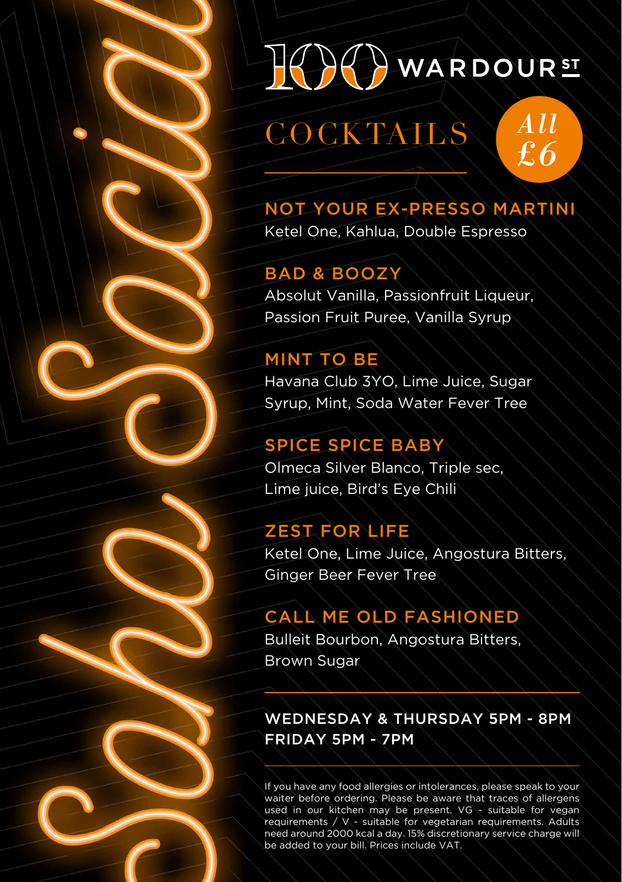# 100 WARDOUR ST

## COCKTAILS

*All £6*

### NOT YOUR EX-PRESSO MARTINI
Ketel One, Kahlua, Double Espresso

### BAD & BOOZY
Absolut Vanilla, Passionfruit Liqueur, Passion Fruit Puree, Vanilla Syrup

### MINT TO BE
Havana Club 3YO, Lime Juice, Sugar Syrup, Mint, Soda Water Fever Tree

### SPICE SPICE BABY
Olmeca Silver Blanco, Triple sec, Lime juice, Bird's Eye Chili

### ZEST FOR LIFE
Ketel One, Lime Juice, Angostura Bitters, Ginger Beer Fever Tree

### CALL ME OLD FASHIONED
Bulleit Bourbon, Angostura Bitters, Brown Sugar

---

**WEDNESDAY & THURSDAY 5PM - 8PM**
**FRIDAY 5PM - 7PM**

---

If you have any food allergies or intolerances, please speak to your waiter before ordering. Please be aware that traces of allergens used in our kitchen may be present. VG - suitable for vegan requirements / V - suitable for vegetarian requirements. Adults need around 2000 kcal a day. 15% discretionary service charge will be added to your bill. Prices include VAT.

Soho Social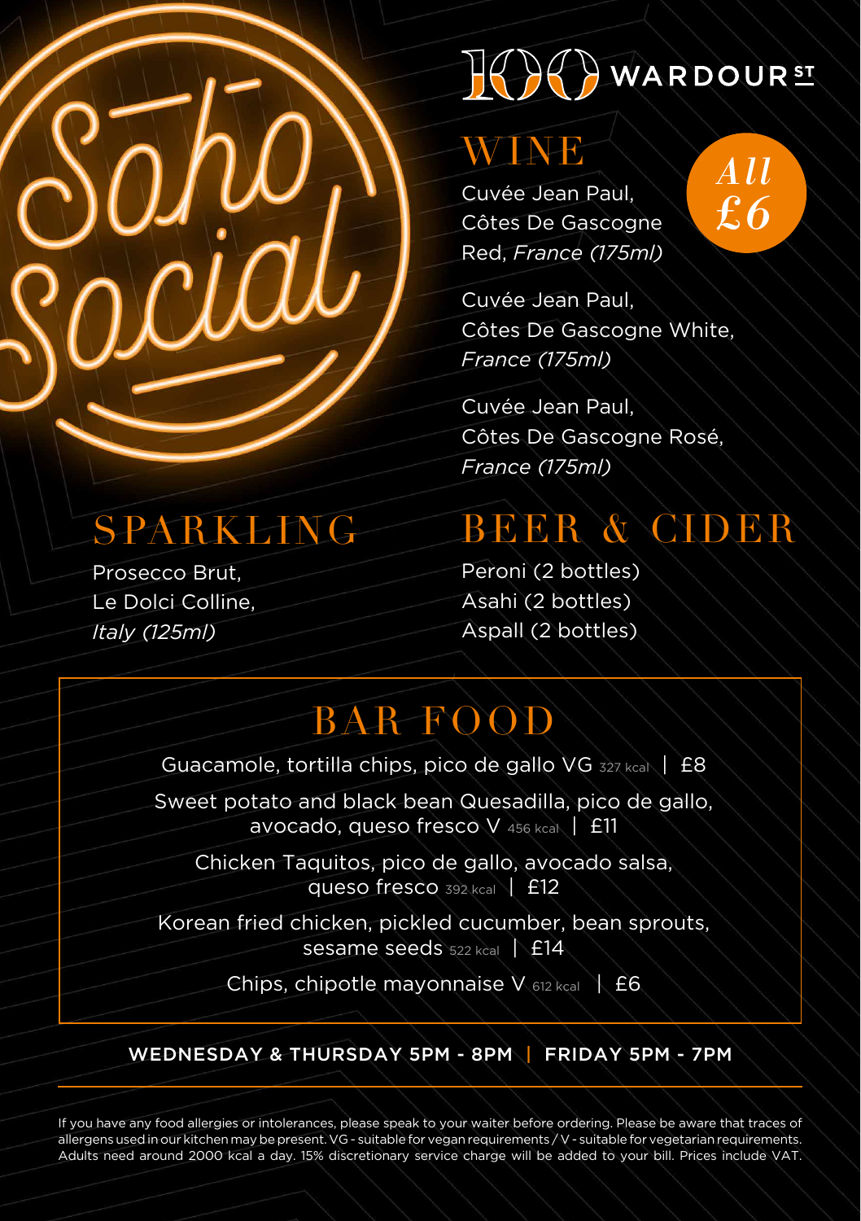# Sōhō Social

## 100 WARDOUR ST

## WINE

**All £6**

Cuvée Jean Paul, Côtes De Gascogne Red, *France (175ml)*

Cuvée Jean Paul, Côtes De Gascogne White, *France (175ml)*

Cuvée Jean Paul, Côtes De Gascogne Rosé, *France (175ml)*

## SPARKLING

Prosecco Brut, Le Dolci Colline, *Italy (125ml)*

## BEER & CIDER

Peroni (2 bottles)
Asahi (2 bottles)
Aspall (2 bottles)

## BAR FOOD

Guacamole, tortilla chips, pico de gallo VG 327 kcal | £8

Sweet potato and black bean Quesadilla, pico de gallo, avocado, queso fresco V 456 kcal | £11

Chicken Taquitos, pico de gallo, avocado salsa, queso fresco 392 kcal | £12

Korean fried chicken, pickled cucumber, bean sprouts, sesame seeds 522 kcal | £14

Chips, chipotle mayonnaise V 612 kcal | £6

WEDNESDAY & THURSDAY 5PM - 8PM | FRIDAY 5PM - 7PM

If you have any food allergies or intolerances, please speak to your waiter before ordering. Please be aware that traces of allergens used in our kitchen may be present. VG - suitable for vegan requirements / V - suitable for vegetarian requirements. Adults need around 2000 kcal a day. 15% discretionary service charge will be added to your bill. Prices include VAT.